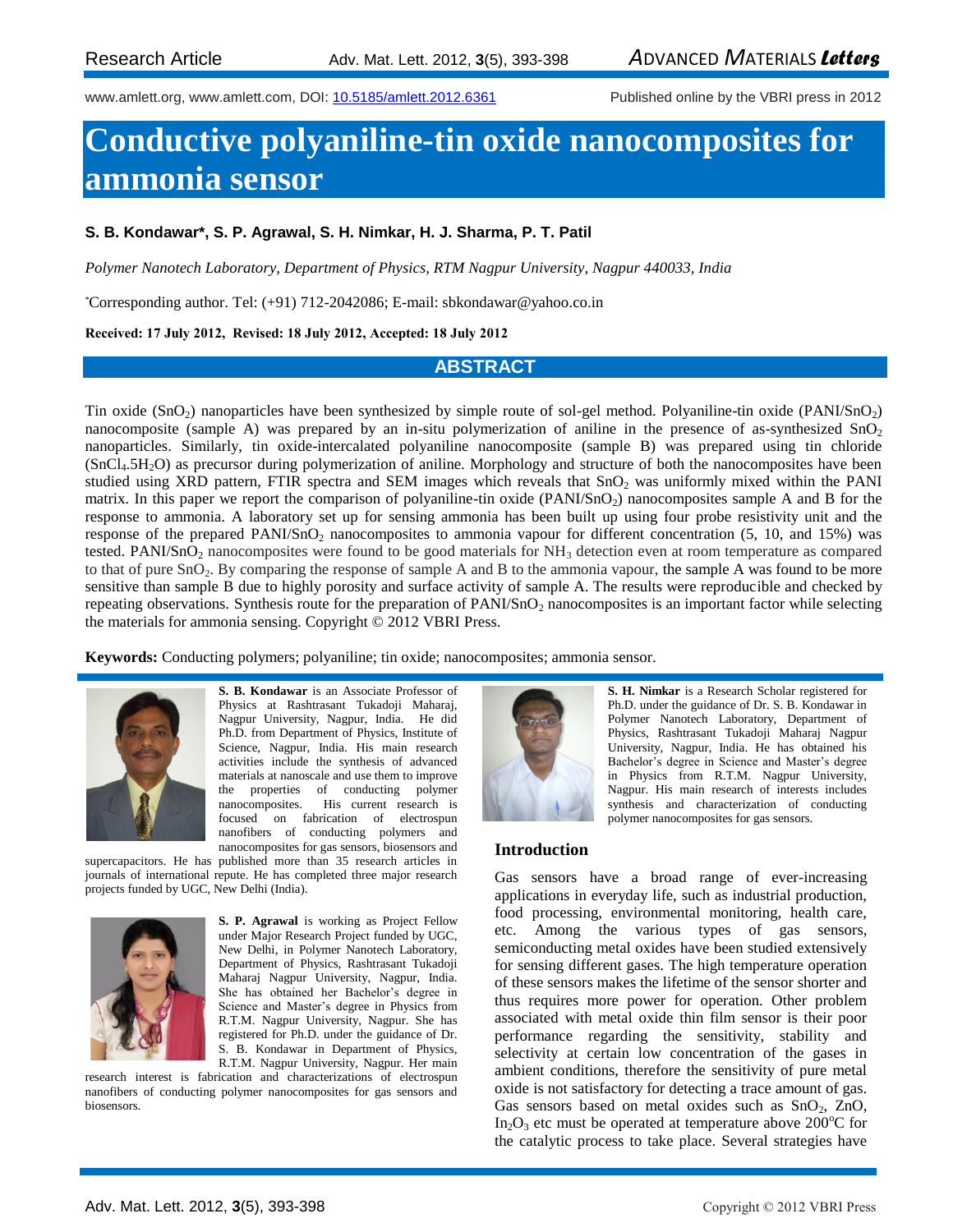Research Article

www.amlett.org, www.amlett.com, DOI: 10.5185/amlett.2012.6361 Published online by the VBRI press in 2012

# Conductive polyaniline-tin oxide nanocomposites for ammonia sensor

**S. B. Kondawar*, S. P. Agrawal, S. H. Nimkar, H. J. Sharma, P. T. Patil**

*Polymer Nanotech Laboratory, Department of Physics, RTM Nagpur University, Nagpur 440033, India*

*Corresponding author. Tel: (+91) 712-2042086; E-mail: sbkondawar@yahoo.co.in

**Received: 17 July 2012, Revised: 18 July 2012, Accepted: 18 July 2012**

## ABSTRACT

Tin oxide ($SnO_2$) nanoparticles have been synthesized by simple route of sol-gel method. Polyaniline-tin oxide (PANI/$SnO_2$) nanocomposite (sample A) was prepared by an in-situ polymerization of aniline in the presence of as-synthesized $SnO_2$ nanoparticles. Similarly, tin oxide-intercalated polyaniline nanocomposite (sample B) was prepared using tin chloride ($SnCl_4.5H_2O$) as precursor during polymerization of aniline. Morphology and structure of both the nanocomposites have been studied using XRD pattern, FTIR spectra and SEM images which reveals that $SnO_2$ was uniformly mixed within the PANI matrix. In this paper we report the comparison of polyaniline-tin oxide (PANI/$SnO_2$) nanocomposites sample A and B for the response to ammonia. A laboratory set up for sensing ammonia has been built up using four probe resistivity unit and the response of the prepared PANI/$SnO_2$ nanocomposites to ammonia vapour for different concentration (5, 10, and 15%) was tested. PANI/$SnO_2$ nanocomposites were found to be good materials for $NH_3$ detection even at room temperature as compared to that of pure $SnO_2$. By comparing the response of sample A and B to the ammonia vapour, the sample A was found to be more sensitive than sample B due to highly porosity and surface activity of sample A. The results were reproducible and checked by repeating observations. Synthesis route for the preparation of PANI/$SnO_2$ nanocomposites is an important factor while selecting the materials for ammonia sensing. Copyright © 2012 VBRI Press.

**Keywords:** Conducting polymers; polyaniline; tin oxide; nanocomposites; ammonia sensor.

**S. B. Kondawar** is an Associate Professor of Physics at Rashtrasant Tukadoji Maharaj, Nagpur University, Nagpur, India. He did Ph.D. from Department of Physics, Institute of Science, Nagpur, India. His main research activities include the synthesis of advanced materials at nanoscale and use them to improve the properties of conducting polymer nanocomposites. His current research is focused on fabrication of electrospun nanofibers of conducting polymers and nanocomposites for gas sensors, biosensors and supercapacitors. He has published more than 35 research articles in journals of international repute. He has completed three major research projects funded by UGC, New Delhi (India).

**S. P. Agrawal** is working as Project Fellow under Major Research Project funded by UGC, New Delhi, in Polymer Nanotech Laboratory, Department of Physics, Rashtrasant Tukadoji Maharaj Nagpur University, Nagpur, India. She has obtained her Bachelor's degree in Science and Master's degree in Physics from R.T.M. Nagpur University, Nagpur. She has registered for Ph.D. under the guidance of Dr. S. B. Kondawar in Department of Physics, R.T.M. Nagpur University, Nagpur. Her main research interest is fabrication and characterizations of electrospun nanofibers of conducting polymer nanocomposites for gas sensors and biosensors.

**S. H. Nimkar** is a Research Scholar registered for Ph.D. under the guidance of Dr. S. B. Kondawar in Polymer Nanotech Laboratory, Department of Physics, Rashtrasant Tukadoji Maharaj Nagpur University, Nagpur, India. He has obtained his Bachelor's degree in Science and Master's degree in Physics from R.T.M. Nagpur University, Nagpur. His main research of interests includes synthesis and characterization of conducting polymer nanocomposites for gas sensors.

## Introduction

Gas sensors have a broad range of ever-increasing applications in everyday life, such as industrial production, food processing, environmental monitoring, health care, etc. Among the various types of gas sensors, semiconducting metal oxides have been studied extensively for sensing different gases. The high temperature operation of these sensors makes the lifetime of the sensor shorter and thus requires more power for operation. Other problem associated with metal oxide thin film sensor is their poor performance regarding the sensitivity, stability and selectivity at certain low concentration of the gases in ambient conditions, therefore the sensitivity of pure metal oxide is not satisfactory for detecting a trace amount of gas. Gas sensors based on metal oxides such as $SnO_2$, ZnO, $In_2O_3$ etc must be operated at temperature above 200$^oC$ for the catalytic process to take place. Several strategies have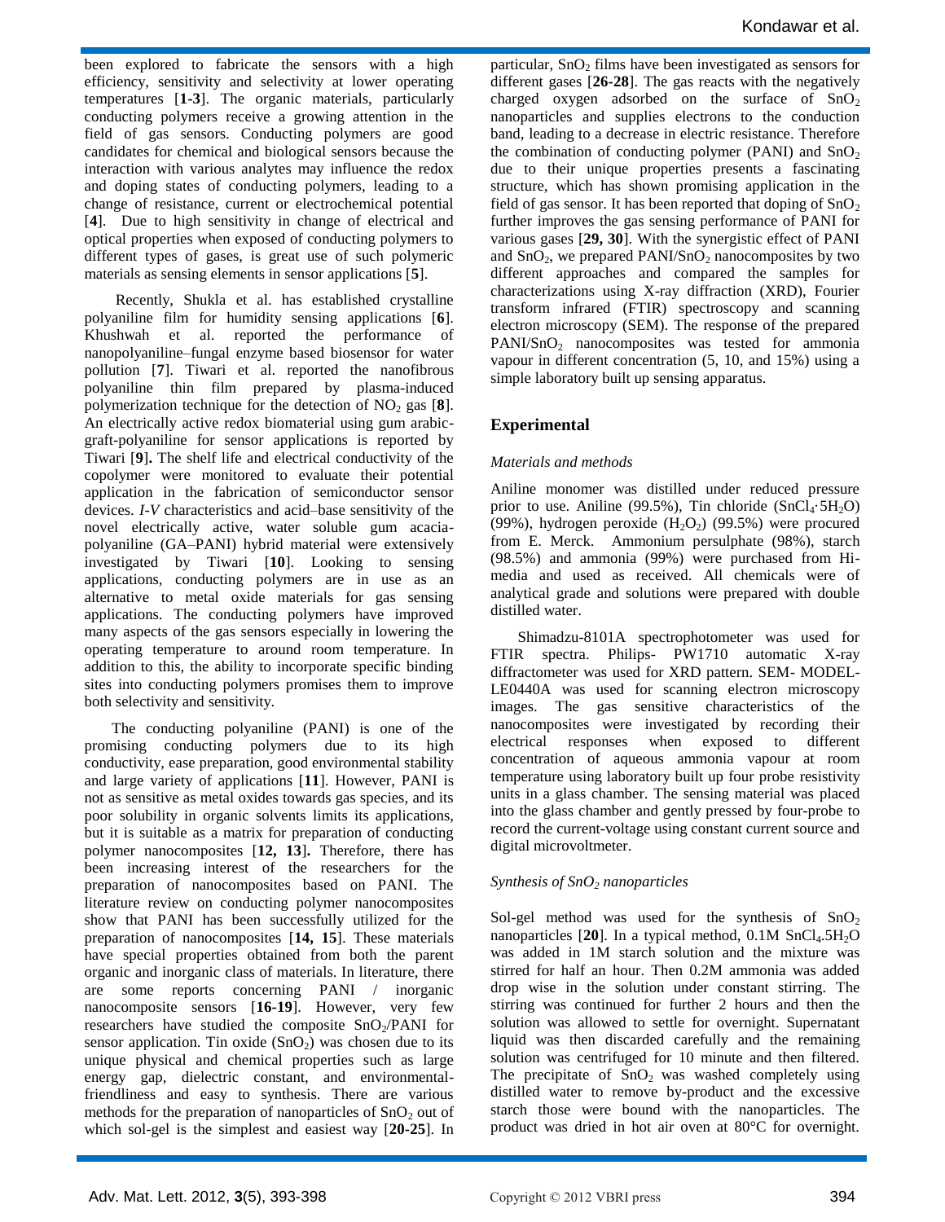been explored to fabricate the sensors with a high efficiency, sensitivity and selectivity at lower operating temperatures [**1-3**]. The organic materials, particularly conducting polymers receive a growing attention in the field of gas sensors. Conducting polymers are good candidates for chemical and biological sensors because the interaction with various analytes may influence the redox and doping states of conducting polymers, leading to a change of resistance, current or electrochemical potential [**4**]. Due to high sensitivity in change of electrical and optical properties when exposed of conducting polymers to different types of gases, is great use of such polymeric materials as sensing elements in sensor applications [**5**].

Recently, Shukla et al. has established crystalline polyaniline film for humidity sensing applications [**6**]. Khushwah et al. reported the performance of nanopolyaniline–fungal enzyme based biosensor for water pollution [**7**]. Tiwari et al. reported the nanofibrous polyaniline thin film prepared by plasma-induced polymerization technique for the detection of $NO_2$ gas [**8**]. An electrically active redox biomaterial using gum arabic-graft-polyaniline for sensor applications is reported by Tiwari [**9**]. The shelf life and electrical conductivity of the copolymer were monitored to evaluate their potential application in the fabrication of semiconductor sensor devices. *I-V* characteristics and acid–base sensitivity of the novel electrically active, water soluble gum acacia-polyaniline (GA–PANI) hybrid material were extensively investigated by Tiwari [**10**]. Looking to sensing applications, conducting polymers are in use as an alternative to metal oxide materials for gas sensing applications. The conducting polymers have improved many aspects of the gas sensors especially in lowering the operating temperature to around room temperature. In addition to this, the ability to incorporate specific binding sites into conducting polymers promises them to improve both selectivity and sensitivity.

The conducting polyaniline (PANI) is one of the promising conducting polymers due to its high conductivity, ease preparation, good environmental stability and large variety of applications [**11**]. However, PANI is not as sensitive as metal oxides towards gas species, and its poor solubility in organic solvents limits its applications, but it is suitable as a matrix for preparation of conducting polymer nanocomposites [**12, 13**]. Therefore, there has been increasing interest of the researchers for the preparation of nanocomposites based on PANI. The literature review on conducting polymer nanocomposites show that PANI has been successfully utilized for the preparation of nanocomposites [**14, 15**]. These materials have special properties obtained from both the parent organic and inorganic class of materials. In literature, there are some reports concerning PANI / inorganic nanocomposite sensors [**16-19**]. However, very few researchers have studied the composite $SnO_2$/PANI for sensor application. Tin oxide ($SnO_2$) was chosen due to its unique physical and chemical properties such as large energy gap, dielectric constant, and environmental-friendliness and easy to synthesis. There are various methods for the preparation of nanoparticles of $SnO_2$ out of which sol-gel is the simplest and easiest way [**20-25**]. In particular, $SnO_2$ films have been investigated as sensors for different gases [**26-28**]. The gas reacts with the negatively charged oxygen adsorbed on the surface of $SnO_2$ nanoparticles and supplies electrons to the conduction band, leading to a decrease in electric resistance. Therefore the combination of conducting polymer (PANI) and $SnO_2$ due to their unique properties presents a fascinating structure, which has shown promising application in the field of gas sensor. It has been reported that doping of $SnO_2$ further improves the gas sensing performance of PANI for various gases [**29, 30**]. With the synergistic effect of PANI and $SnO_2$, we prepared PANI/$SnO_2$ nanocomposites by two different approaches and compared the samples for characterizations using X-ray diffraction (XRD), Fourier transform infrared (FTIR) spectroscopy and scanning electron microscopy (SEM). The response of the prepared PANI/$SnO_2$ nanocomposites was tested for ammonia vapour in different concentration (5, 10, and 15%) using a simple laboratory built up sensing apparatus.

## Experimental

### *Materials and methods*

Aniline monomer was distilled under reduced pressure prior to use. Aniline (99.5%), Tin chloride ($SnCl_4 \cdot 5H_2O$) (99%), hydrogen peroxide ($H_2O_2$) (99.5%) were procured from E. Merck. Ammonium persulphate (98%), starch (98.5%) and ammonia (99%) were purchased from Hi-media and used as received. All chemicals were of analytical grade and solutions were prepared with double distilled water.

Shimadzu-8101A spectrophotometer was used for FTIR spectra. Philips- PW1710 automatic X-ray diffractometer was used for XRD pattern. SEM- MODEL-LE0440A was used for scanning electron microscopy images. The gas sensitive characteristics of the nanocomposites were investigated by recording their electrical responses when exposed to different concentration of aqueous ammonia vapour at room temperature using laboratory built up four probe resistivity units in a glass chamber. The sensing material was placed into the glass chamber and gently pressed by four-probe to record the current-voltage using constant current source and digital microvoltmeter.

### *Synthesis of $SnO_2$ nanoparticles*

Sol-gel method was used for the synthesis of $SnO_2$ nanoparticles [**20**]. In a typical method, 0.1M $SnCl_4.5H_2O$ was added in 1M starch solution and the mixture was stirred for half an hour. Then 0.2M ammonia was added drop wise in the solution under constant stirring. The stirring was continued for further 2 hours and then the solution was allowed to settle for overnight. Supernatant liquid was then discarded carefully and the remaining solution was centrifuged for 10 minute and then filtered. The precipitate of $SnO_2$ was washed completely using distilled water to remove by-product and the excessive starch those were bound with the nanoparticles. The product was dried in hot air oven at 80°C for overnight.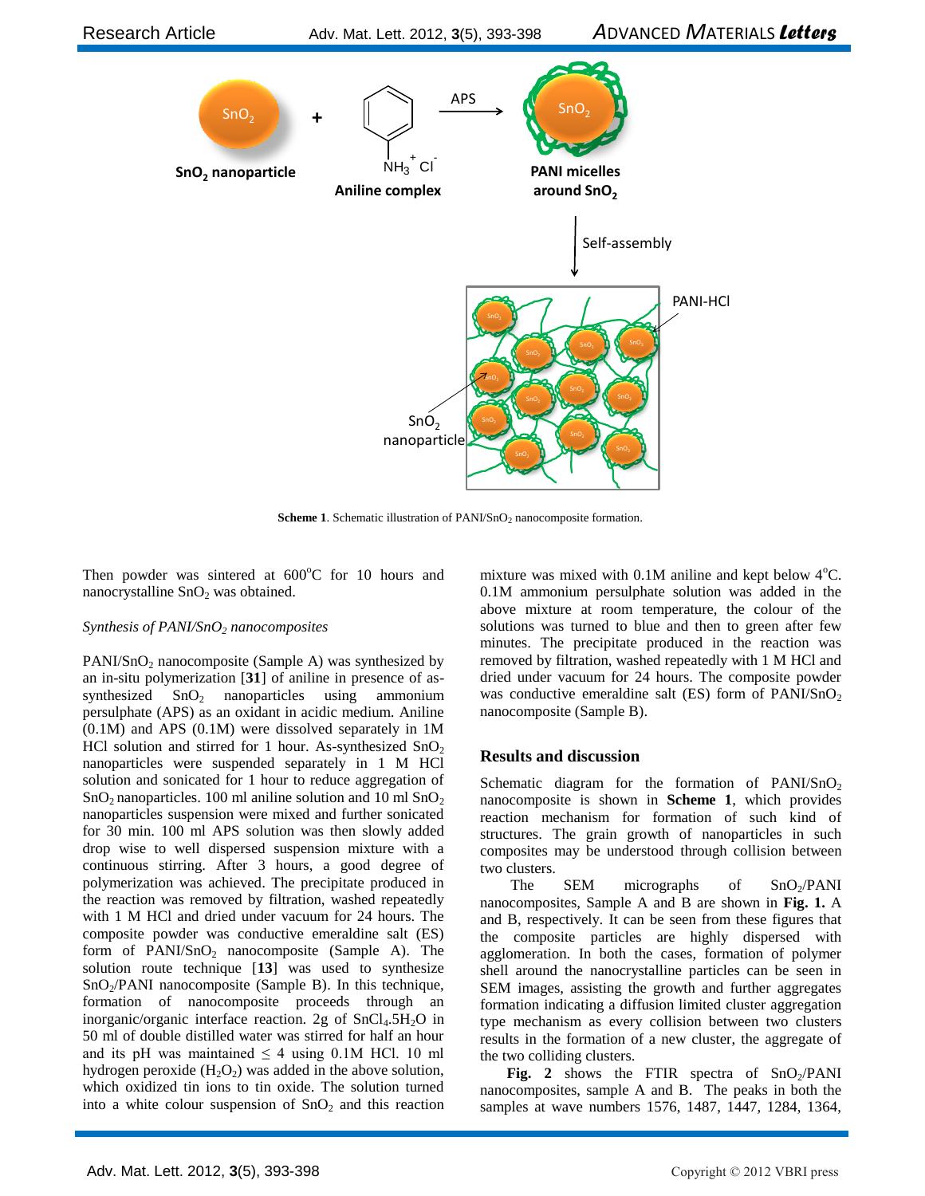**Scheme 1**. Schematic illustration of PANI/$SnO_2$ nanocomposite formation.

Then powder was sintered at 600°C for 10 hours and nanocrystalline $SnO_2$ was obtained.

*Synthesis of PANI/$SnO_2$ nanocomposites*

PANI/$SnO_2$ nanocomposite (Sample A) was synthesized by an in-situ polymerization [**31**] of aniline in presence of as-synthesized $SnO_2$ nanoparticles using ammonium persulphate (APS) as an oxidant in acidic medium. Aniline (0.1M) and APS (0.1M) were dissolved separately in 1M HCl solution and stirred for 1 hour. As-synthesized $SnO_2$ nanoparticles were suspended separately in 1 M HCl solution and sonicated for 1 hour to reduce aggregation of $SnO_2$ nanoparticles. 100 ml aniline solution and 10 ml $SnO_2$ nanoparticles suspension were mixed and further sonicated for 30 min. 100 ml APS solution was then slowly added drop wise to well dispersed suspension mixture with a continuous stirring. After 3 hours, a good degree of polymerization was achieved. The precipitate produced in the reaction was removed by filtration, washed repeatedly with 1 M HCl and dried under vacuum for 24 hours. The composite powder was conductive emeraldine salt (ES) form of PANI/$SnO_2$ nanocomposite (Sample A). The solution route technique [**13**] was used to synthesize $SnO_2$/PANI nanocomposite (Sample B). In this technique, formation of nanocomposite proceeds through an inorganic/organic interface reaction. 2g of $SnCl_4.5H_2O$ in 50 ml of double distilled water was stirred for half an hour and its pH was maintained $\leq$ 4 using 0.1M HCl. 10 ml hydrogen peroxide ($H_2O_2$) was added in the above solution, which oxidized tin ions to tin oxide. The solution turned into a white colour suspension of $SnO_2$ and this reaction mixture was mixed with 0.1M aniline and kept below 4°C. 0.1M ammonium persulphate solution was added in the above mixture at room temperature, the colour of the solutions was turned to blue and then to green after few minutes. The precipitate produced in the reaction was removed by filtration, washed repeatedly with 1 M HCl and dried under vacuum for 24 hours. The composite powder was conductive emeraldine salt (ES) form of PANI/$SnO_2$ nanocomposite (Sample B).

## Results and discussion

Schematic diagram for the formation of PANI/$SnO_2$ nanocomposite is shown in **Scheme 1**, which provides reaction mechanism for formation of such kind of structures. The grain growth of nanoparticles in such composites may be understood through collision between two clusters.

The SEM micrographs of $SnO_2$/PANI nanocomposites, Sample A and B are shown in **Fig. 1.** A and B, respectively. It can be seen from these figures that the composite particles are highly dispersed with agglomeration. In both the cases, formation of polymer shell around the nanocrystalline particles can be seen in SEM images, assisting the growth and further aggregates formation indicating a diffusion limited cluster aggregation type mechanism as every collision between two clusters results in the formation of a new cluster, the aggregate of the two colliding clusters.

**Fig. 2** shows the FTIR spectra of $SnO_2$/PANI nanocomposites, sample A and B. The peaks in both the samples at wave numbers 1576, 1487, 1447, 1284, 1364,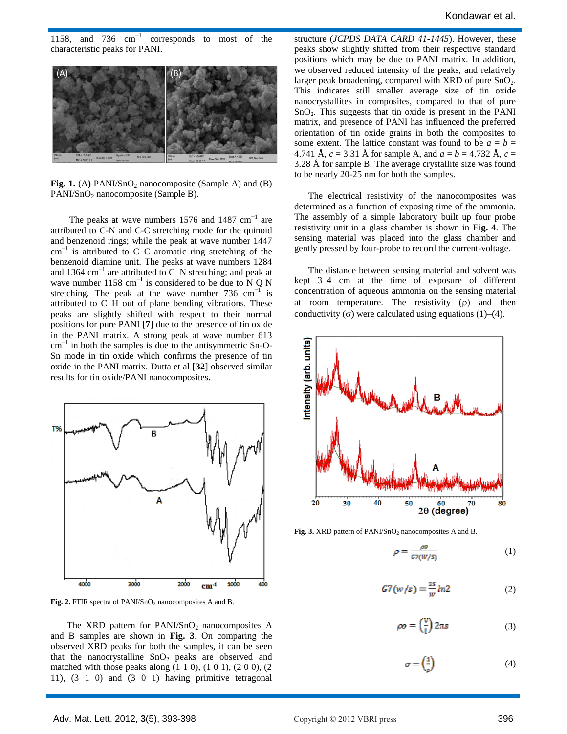1158, and 736 $cm^{-1}$ corresponds to most of the characteristic peaks for PANI.

**Fig. 1.** (A) PANI/$SnO_2$ nanocomposite (Sample A) and (B) PANI/$SnO_2$ nanocomposite (Sample B).

The peaks at wave numbers 1576 and 1487 $cm^{-1}$ are attributed to C-N and C-C stretching mode for the quinoid and benzenoid rings; while the peak at wave number 1447 $cm^{-1}$ is attributed to C–C aromatic ring stretching of the benzenoid diamine unit. The peaks at wave numbers 1284 and 1364 $cm^{-1}$ are attributed to C–N stretching; and peak at wave number 1158 $cm^{-1}$ is considered to be due to N Q N stretching. The peak at the wave number 736 $cm^{-1}$ is attributed to C–H out of plane bending vibrations. These peaks are slightly shifted with respect to their normal positions for pure PANI [**7**] due to the presence of tin oxide in the PANI matrix. A strong peak at wave number 613 $cm^{-1}$ in both the samples is due to the antisymmetric Sn-O-Sn mode in tin oxide which confirms the presence of tin oxide in the PANI matrix. Dutta et al [**32**] observed similar results for tin oxide/PANI nanocomposites**.**

**Fig. 2.** FTIR spectra of PANI/$SnO_2$ nanocomposites A and B.

The XRD pattern for PANI/$SnO_2$ nanocomposites A and B samples are shown in **Fig. 3**. On comparing the observed XRD peaks for both the samples, it can be seen that the nanocrystalline $SnO_2$ peaks are observed and matched with those peaks along (1 1 0), (1 0 1), (2 0 0), (2 11), (3 1 0) and (3 0 1) having primitive tetragonal structure (*JCPDS DATA CARD 41-1445*). However, these peaks show slightly shifted from their respective standard positions which may be due to PANI matrix. In addition, we observed reduced intensity of the peaks, and relatively larger peak broadening, compared with XRD of pure $SnO_2$. This indicates still smaller average size of tin oxide nanocrystallites in composites, compared to that of pure $SnO_2$. This suggests that tin oxide is present in the PANI matrix, and presence of PANI has influenced the preferred orientation of tin oxide grains in both the composites to some extent. The lattice constant was found to be $a = b = 4.741$ Å, $c = 3.31$ Å for sample A, and $a = b = 4.732$ Å, $c = 3.28$ Å for sample B. The average crystallite size was found to be nearly 20-25 nm for both the samples.

The electrical resistivity of the nanocomposites was determined as a function of exposing time of the ammonia. The assembly of a simple laboratory built up four probe resistivity unit in a glass chamber is shown in **Fig. 4**. The sensing material was placed into the glass chamber and gently pressed by four-probe to record the current-voltage.

The distance between sensing material and solvent was kept 3–4 cm at the time of exposure of different concentration of aqueous ammonia on the sensing material at room temperature. The resistivity (ρ) and then conductivity (σ) were calculated using equations (1)–(4).

**Fig. 3.** XRD pattern of PANI/$SnO_2$ nanocomposites A and B.

$$\rho = \frac{\rho o}{G7(W/S)} \quad (1)$$

$$G7(w/s) = \frac{2S}{W} \ln 2 \quad (2)$$

$$\rho o = \left(\frac{V}{I}\right) 2\pi s \quad (3)$$

$$\sigma = \left(\frac{1}{\rho}\right) \quad (4)$$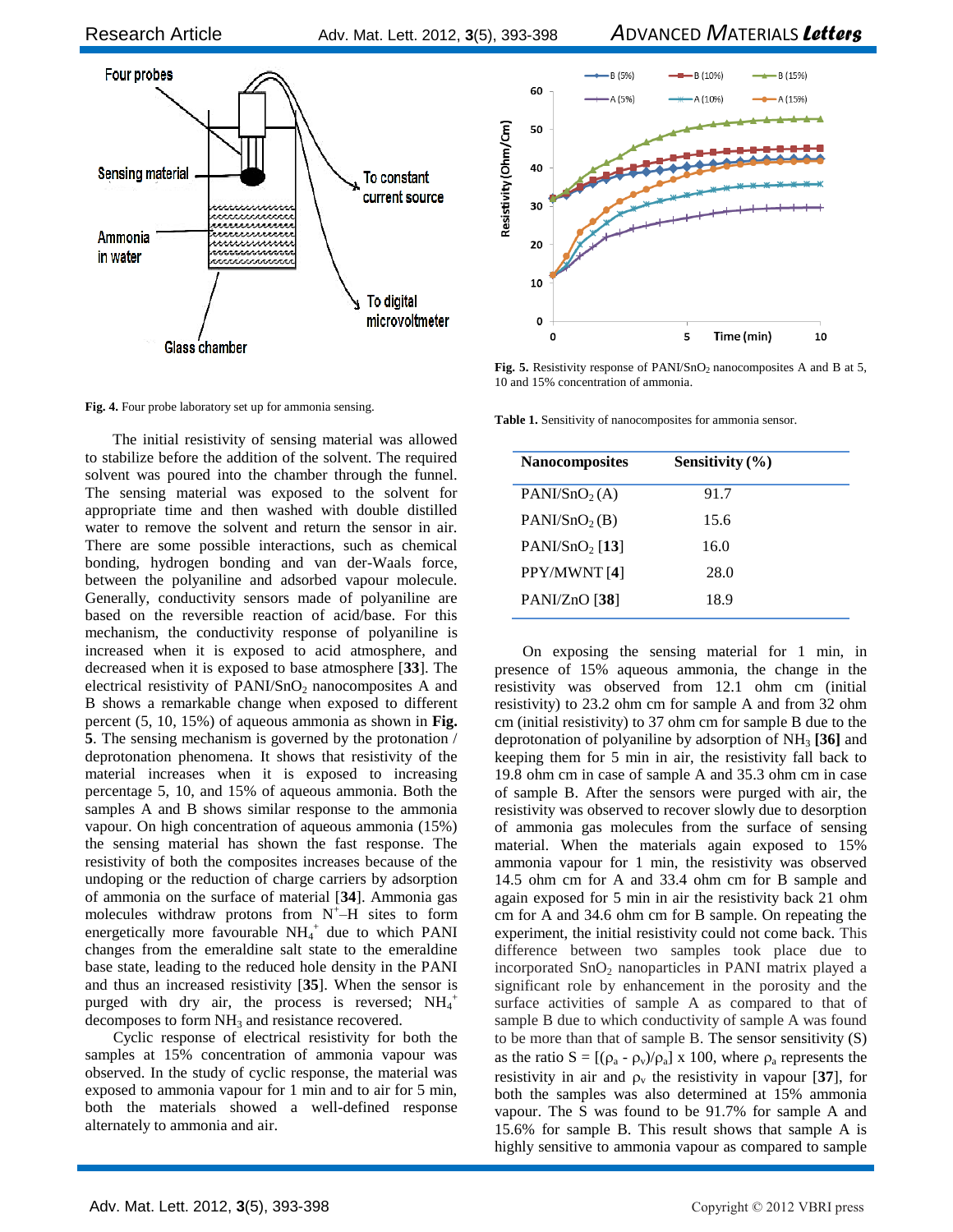Fig. 4. Four probe laboratory set up for ammonia sensing.

The initial resistivity of sensing material was allowed to stabilize before the addition of the solvent. The required solvent was poured into the chamber through the funnel. The sensing material was exposed to the solvent for appropriate time and then washed with double distilled water to remove the solvent and return the sensor in air. There are some possible interactions, such as chemical bonding, hydrogen bonding and van der-Waals force, between the polyaniline and adsorbed vapour molecule. Generally, conductivity sensors made of polyaniline are based on the reversible reaction of acid/base. For this mechanism, the conductivity response of polyaniline is increased when it is exposed to acid atmosphere, and decreased when it is exposed to base atmosphere [**33**]. The electrical resistivity of PANI/$SnO_2$ nanocomposites A and B shows a remarkable change when exposed to different percent (5, 10, 15%) of aqueous ammonia as shown in **Fig. 5**. The sensing mechanism is governed by the protonation / deprotonation phenomena. It shows that resistivity of the material increases when it is exposed to increasing percentage 5, 10, and 15% of aqueous ammonia. Both the samples A and B shows similar response to the ammonia vapour. On high concentration of aqueous ammonia (15%) the sensing material has shown the fast response. The resistivity of both the composites increases because of the undoping or the reduction of charge carriers by adsorption of ammonia on the surface of material [**34**]. Ammonia gas molecules withdraw protons from $N^+$–H sites to form energetically more favourable $NH_4^+$ due to which PANI changes from the emeraldine salt state to the emeraldine base state, leading to the reduced hole density in the PANI and thus an increased resistivity [**35**]. When the sensor is purged with dry air, the process is reversed; $NH_4^+$ decomposes to form $NH_3$ and resistance recovered.

Cyclic response of electrical resistivity for both the samples at 15% concentration of ammonia vapour was observed. In the study of cyclic response, the material was exposed to ammonia vapour for 1 min and to air for 5 min, both the materials showed a well-defined response alternately to ammonia and air.

Fig. 5. Resistivity response of PANI/$SnO_2$ nanocomposites A and B at 5, 10 and 15% concentration of ammonia.

Table 1. Sensitivity of nanocomposites for ammonia sensor.

| Nanocomposites | Sensitivity (%) |
|---|---|
| PANI/$SnO_2$ (A) | 91.7 |
| PANI/$SnO_2$ (B) | 15.6 |
| PANI/$SnO_2$ [**13**] | 16.0 |
| PPY/MWNT [**4**] | 28.0 |
| PANI/ZnO [**38**] | 18.9 |

On exposing the sensing material for 1 min, in presence of 15% aqueous ammonia, the change in the resistivity was observed from 12.1 ohm cm (initial resistivity) to 23.2 ohm cm for sample A and from 32 ohm cm (initial resistivity) to 37 ohm cm for sample B due to the deprotonation of polyaniline by adsorption of $NH_3$ **[36]** and keeping them for 5 min in air, the resistivity fall back to 19.8 ohm cm in case of sample A and 35.3 ohm cm in case of sample B. After the sensors were purged with air, the resistivity was observed to recover slowly due to desorption of ammonia gas molecules from the surface of sensing material. When the materials again exposed to 15% ammonia vapour for 1 min, the resistivity was observed 14.5 ohm cm for A and 33.4 ohm cm for B sample and again exposed for 5 min in air the resistivity back 21 ohm cm for A and 34.6 ohm cm for B sample. On repeating the experiment, the initial resistivity could not come back. This difference between two samples took place due to incorporated $SnO_2$ nanoparticles in PANI matrix played a significant role by enhancement in the porosity and the surface activities of sample A as compared to that of sample B due to which conductivity of sample A was found to be more than that of sample B. The sensor sensitivity (S) as the ratio $S = [(\rho_a - \rho_v)/\rho_a] \times 100$, where $\rho_a$ represents the resistivity in air and $\rho_v$ the resistivity in vapour [**37**], for both the samples was also determined at 15% ammonia vapour. The S was found to be 91.7% for sample A and 15.6% for sample B. This result shows that sample A is highly sensitive to ammonia vapour as compared to sample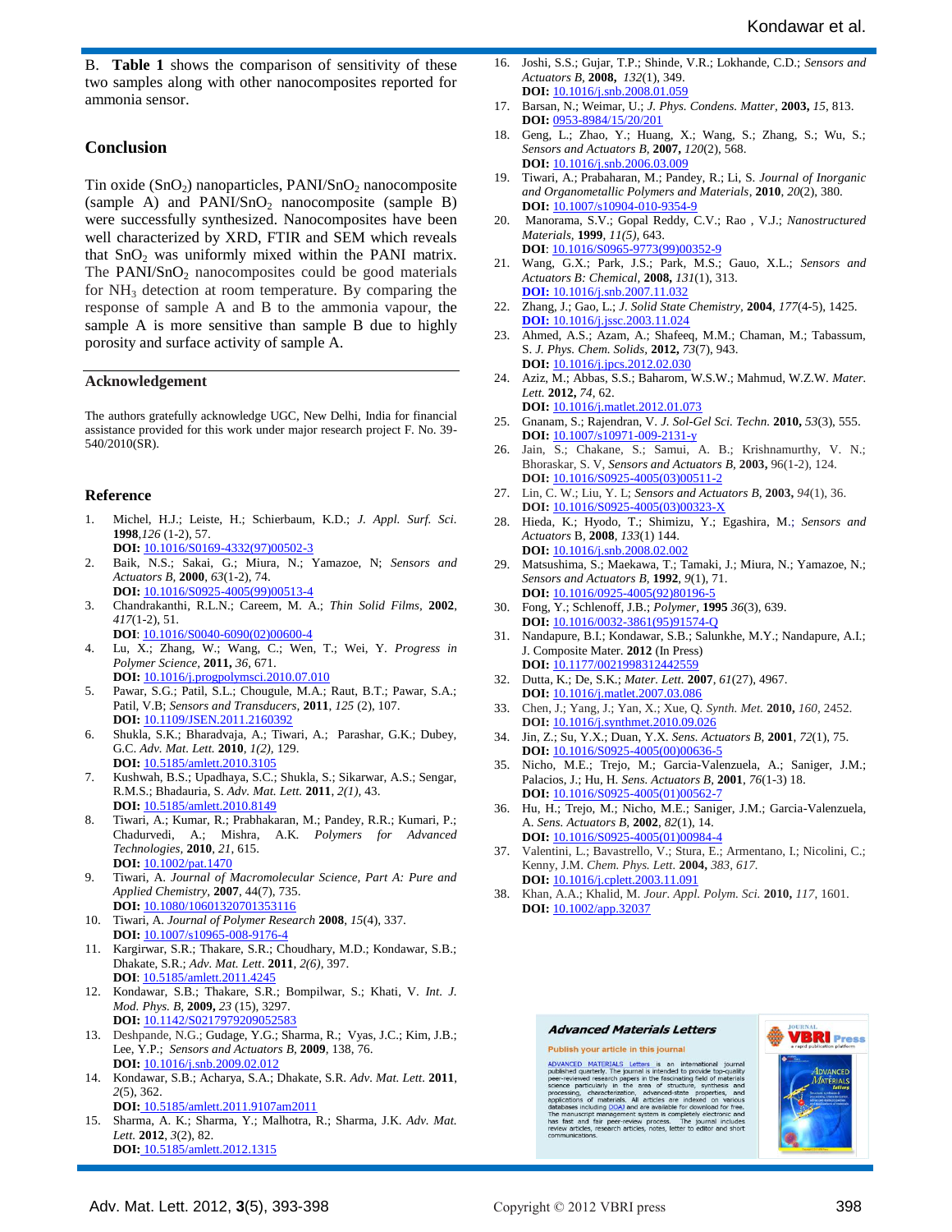B. **Table 1** shows the comparison of sensitivity of these two samples along with other nanocomposites reported for ammonia sensor.

## Conclusion

Tin oxide ($SnO_2$) nanoparticles, PANI/$SnO_2$ nanocomposite (sample A) and PANI/$SnO_2$ nanocomposite (sample B) were successfully synthesized. Nanocomposites have been well characterized by XRD, FTIR and SEM which reveals that $SnO_2$ was uniformly mixed within the PANI matrix. The PANI/$SnO_2$ nanocomposites could be good materials for $NH_3$ detection at room temperature. By comparing the response of sample A and B to the ammonia vapour, the sample A is more sensitive than sample B due to highly porosity and surface activity of sample A.

## Acknowledgement

The authors gratefully acknowledge UGC, New Delhi, India for financial assistance provided for this work under major research project F. No. 39-540/2010(SR).

## Reference

1. Michel, H.J.; Leiste, H.; Schierbaum, K.D.; *J. Appl. Surf. Sci.* **1998**,*126* (1-2), 57.
   **DOI:** 10.1016/S0169-4332(97)00502-3
2. Baik, N.S.; Sakai, G.; Miura, N.; Yamazoe, N; *Sensors and Actuators B*, **2000**, *63*(1-2), 74.
   **DOI:** 10.1016/S0925-4005(99)00513-4
3. Chandrakanthi, R.L.N.; Careem, M. A.; *Thin Solid Films*, **2002**, *417*(1-2), 51.
   **DOI**: 10.1016/S0040-6090(02)00600-4
4. Lu, X.; Zhang, W.; Wang, C.; Wen, T.; Wei, Y. *Progress in Polymer Science*, **2011**, *36*, 671.
   **DOI:** 10.1016/j.progpolymsci.2010.07.010
5. Pawar, S.G.; Patil, S.L.; Chougule, M.A.; Raut, B.T.; Pawar, S.A.; Patil, V.B; *Sensors and Transducers*, **2011**, *125* (2), 107.
   **DOI:** 10.1109/JSEN.2011.2160392
6. Shukla, S.K.; Bharadvaja, A.; Tiwari, A.; Parashar, G.K.; Dubey, G.C. *Adv. Mat. Lett.* **2010**, *1(2)*, 129.
   **DOI:** 10.5185/amlett.2010.3105
7. Kushwah, B.S.; Upadhaya, S.C.; Shukla, S.; Sikarwar, A.S.; Sengar, R.M.S.; Bhadauria, S. *Adv. Mat. Lett.* **2011**, *2(1)*, 43.
   **DOI:** 10.5185/amlett.2010.8149
8. Tiwari, A.; Kumar, R.; Prabhakaran, M.; Pandey, R.R.; Kumari, P.; Chadurvedi, A.; Mishra, A.K. *Polymers for Advanced Technologies*, **2010**, *21*, 615.
   **DOI:** 10.1002/pat.1470
9. Tiwari, A. *Journal of Macromolecular Science, Part A: Pure and Applied Chemistry*, **2007**, 44(7), 735.
   **DOI:** 10.1080/10601320701353116
10. Tiwari, A. *Journal of Polymer Research* **2008**, *15*(4), 337.
    **DOI:** 10.1007/s10965-008-9176-4
11. Kargirwar, S.R.; Thakare, S.R.; Choudhary, M.D.; Kondawar, S.B.; Dhakate, S.R.; *Adv. Mat. Lett*. **2011**, *2(6)*, 397.
    **DOI**: 10.5185/amlett.2011.4245
12. Kondawar, S.B.; Thakare, S.R.; Bompilwar, S.; Khati, V. *Int. J. Mod. Phys. B*, **2009,** *23* (15), 3297.
    **DOI:** 10.1142/S0217979209052583
13. Deshpande, N.G.; Gudage, Y.G.; Sharma, R.; Vyas, J.C.; Kim, J.B.; Lee, Y.P.; *Sensors and Actuators B*, **2009**, 138, 76.
    **DOI:** 10.1016/j.snb.2009.02.012
14. Kondawar, S.B.; Acharya, S.A.; Dhakate, S.R. *Adv. Mat. Lett.* **2011**, *2*(5), 362.
    **DOI:** 10.5185/amlett.2011.9107am2011
15. Sharma, A. K.; Sharma, Y.; Malhotra, R.; Sharma, J.K. *Adv. Mat. Lett.* **2012**, *3*(2), 82.
    **DOI:** 10.5185/amlett.2012.1315
16. Joshi, S.S.; Gujar, T.P.; Shinde, V.R.; Lokhande, C.D.; *Sensors and Actuators B*, **2008,** *132*(1), 349.
    **DOI:** 10.1016/j.snb.2008.01.059
17. Barsan, N.; Weimar, U.; *J. Phys. Condens. Matter*, **2003,** *15*, 813.
    **DOI:** 0953-8984/15/20/201
18. Geng, L.; Zhao, Y.; Huang, X.; Wang, S.; Zhang, S.; Wu, S.; *Sensors and Actuators B,* **2007,** *120*(2), 568.
    **DOI:** 10.1016/j.snb.2006.03.009
19. Tiwari, A.; Prabaharan, M.; Pandey, R.; Li, S. *Journal of Inorganic and Organometallic Polymers and Materials*, **2010**, *20*(2), 380.
    **DOI:** 10.1007/s10904-010-9354-9
20. Manorama, S.V.; Gopal Reddy, C.V.; Rao , V.J.; *Nanostructured Materials*, **1999**, *11(5)*, 643.
    **DOI**: 10.1016/S0965-9773(99)00352-9
21. Wang, G.X.; Park, J.S.; Park, M.S.; Gauo, X.L.; *Sensors and Actuators B: Chemical*, **2008,** *131*(1), 313.
    **DOI:** 10.1016/j.snb.2007.11.032
22. Zhang, J.; Gao, L.; *J. Solid State Chemistry*, **2004**, *177*(4-5), 1425.
    **DOI:** 10.1016/j.jssc.2003.11.024
23. Ahmed, A.S.; Azam, A.; Shafeeq, M.M.; Chaman, M.; Tabassum, S. *J. Phys. Chem. Solids*, **2012,** *73*(7), 943.
    **DOI:** 10.1016/j.jpcs.2012.02.030
24. Aziz, M.; Abbas, S.S.; Baharom, W.S.W.; Mahmud, W.Z.W. *Mater. Lett.* **2012,** *74*, 62.
    **DOI:** 10.1016/j.matlet.2012.01.073
25. Gnanam, S.; Rajendran, V. *J. Sol-Gel Sci. Techn.* **2010,** *53*(3), 555.
    **DOI:** 10.1007/s10971-009-2131-y
26. Jain, S.; Chakane, S.; Samui, A. B.; Krishnamurthy, V. N.; Bhoraskar, S. V, *Sensors and Actuators B*, **2003,** 96(1-2), 124.
    **DOI:** 10.1016/S0925-4005(03)00511-2
27. Lin, C. W.; Liu, Y. L; *Sensors and Actuators B*, **2003,** *94*(1), 36.
    **DOI:** 10.1016/S0925-4005(03)00323-X
28. Hieda, K.; Hyodo, T.; Shimizu, Y.; Egashira, M.; *Sensors and Actuators* B, **2008**, *133*(1) 144.
    **DOI:** 10.1016/j.snb.2008.02.002
29. Matsushima, S.; Maekawa, T.; Tamaki, J.; Miura, N.; Yamazoe, N.; *Sensors and Actuators B,* **1992**, *9*(1), 71.
    **DOI:** 10.1016/0925-4005(92)80196-5
30. Fong, Y.; Schlenoff, J.B.; *Polymer*, **1995** *36*(3), 639.
    **DOI:** 10.1016/0032-3861(95)91574-Q
31. Nandapure, B.I.; Kondawar, S.B.; Salunkhe, M.Y.; Nandapure, A.I.; J. Composite Mater. **2012** (In Press)
    **DOI:** 10.1177/0021998312442559
32. Dutta, K.; De, S.K.; *Mater. Lett.* **2007**, *61*(27), 4967.
    **DOI:** 10.1016/j.matlet.2007.03.086
33. Chen, J.; Yang, J.; Yan, X.; Xue, Q. *Synth. Met.* **2010,** *160*, 2452.
    **DOI:** 10.1016/j.synthmet.2010.09.026
34. Jin, Z.; Su, Y.X.; Duan, Y.X. *Sens. Actuators B*, **2001**, *72*(1), 75.
    **DOI:** 10.1016/S0925-4005(00)00636-5
35. Nicho, M.E.; Trejo, M.; Garcia-Valenzuela, A.; Saniger, J.M.; Palacios, J.; Hu, H. *Sens. Actuators B*, **2001**, *76*(1-3) 18.
    **DOI:** 10.1016/S0925-4005(01)00562-7
36. Hu, H.; Trejo, M.; Nicho, M.E.; Saniger, J.M.; Garcia-Valenzuela, A. *Sens. Actuators B*, **2002**, *82*(1), 14.
    **DOI:** 10.1016/S0925-4005(01)00984-4
37. Valentini, L.; Bavastrello, V.; Stura, E.; Armentano, I.; Nicolini, C.; Kenny, J.M. *Chem. Phys. Lett.* **2004,** *383, 617.*
    **DOI:** 10.1016/j.cplett.2003.11.091
38. Khan, A.A.; Khalid, M. *Jour. Appl. Polym. Sci.* **2010,** *117*, 1601.
    **DOI:** 10.1002/app.32037

**Advanced Materials Letters**

Publish your article in this journal

ADVANCED MATERIALS Letters is an international journal published quarterly. The journal is intended to provide top-quality peer-reviewed research papers in the fascinating field of materials science particularly in the area of structure, synthesis and processing, characterization, advanced-state properties, and applications of materials. All articles are indexed on various databases including DOAJ and are available for download for free. The manuscript management system is completely electronic and has fast and fair peer-review process. The journal includes review articles, research articles, notes, letter to editor and short communications.